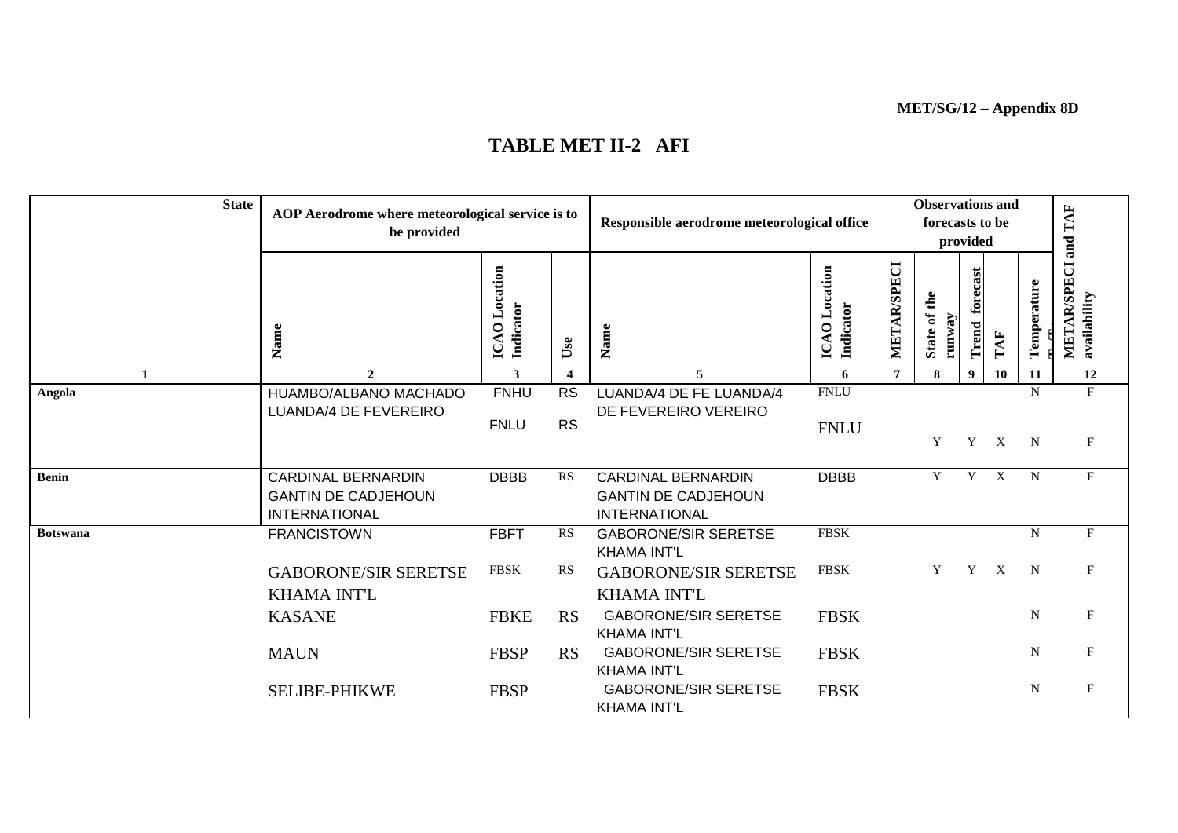MET/SG/12 – Appendix 8D

# TABLE MET II-2 AFI

| State | AOP Aerodrome where meteorological service is to be provided | | | Responsible aerodrome meteorological office | | Observations and forecasts to be provided | | | | | METAR/SPECI and TAF availability |
|---|---|---|---|---|---|---|---|---|---|---|---|
| | Name | ICAO Location Indicator | Use | Name | ICAO Location Indicator | METAR/SPECI | State of the runway | Trend forecast | TAF | Temperature | |
| 1 | 2 | 3 | 4 | 5 | 6 | 7 | 8 | 9 | 10 | 11 | 12 |
| Angola | HUAMBO/ALBANO MACHADO | FNHU | RS | LUANDA/4 DE FE LUANDA/4 DE FEVEREIRO VEREIRO | FNLU | | | | | N | F |
| | LUANDA/4 DE FEVEREIRO | FNLU | RS | | FNLU | | Y | Y | X | N | F |
| Benin | CARDINAL BERNARDIN GANTIN DE CADJEHOUN INTERNATIONAL | DBBB | RS | CARDINAL BERNARDIN GANTIN DE CADJEHOUN INTERNATIONAL | DBBB | | Y | Y | X | N | F |
| Botswana | FRANCISTOWN | FBFT | RS | GABORONE/SIR SERETSE KHAMA INT'L | FBSK | | | | | N | F |
| | GABORONE/SIR SERETSE KHAMA INT'L | FBSK | RS | GABORONE/SIR SERETSE KHAMA INT'L | FBSK | | Y | Y | X | N | F |
| | KASANE | FBKE | RS | GABORONE/SIR SERETSE KHAMA INT'L | FBSK | | | | | N | F |
| | MAUN | FBSP | RS | GABORONE/SIR SERETSE KHAMA INT'L | FBSK | | | | | N | F |
| | SELIBE-PHIKWE | FBSP | | GABORONE/SIR SERETSE KHAMA INT'L | FBSK | | | | | N | F |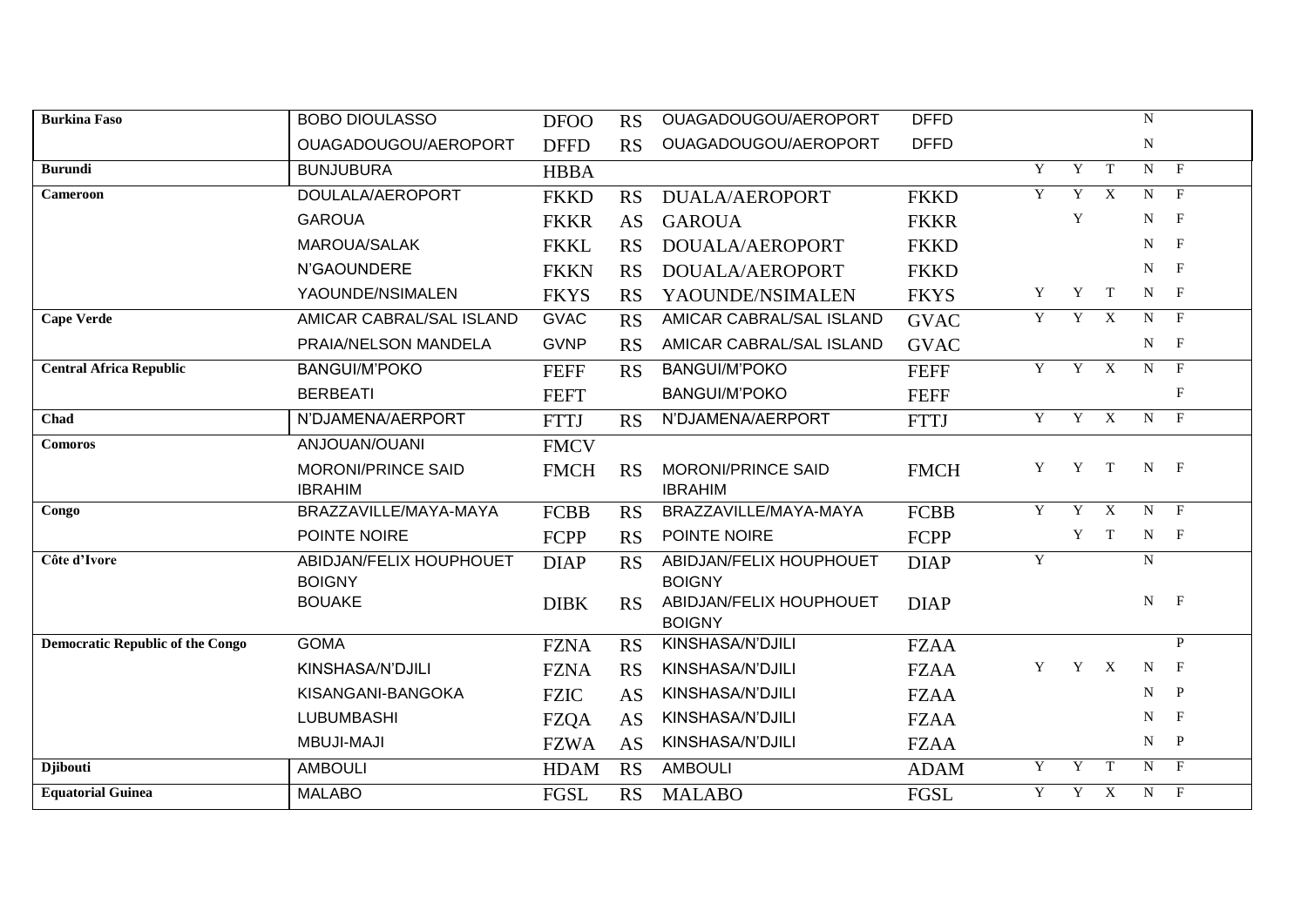| | | | | | | | | | | |
|---|---|---|---|---|---|---|---|---|---|---|
| **Burkina Faso** | BOBO DIOULASSO | DFOO | RS | OUAGADOUGOU/AEROPORT | DFFD | | | | N | |
| | OUAGADOUGOU/AEROPORT | DFFD | RS | OUAGADOUGOU/AEROPORT | DFFD | | | | N | |
| **Burundi** | BUNJUBURA | HBBA | | | | Y | Y | T | N | F |
| **Cameroon** | DOULALA/AEROPORT | FKKD | RS | DUALA/AEROPORT | FKKD | Y | Y | X | N | F |
| | GAROUA | FKKR | AS | GAROUA | FKKR | | Y | | N | F |
| | MAROUA/SALAK | FKKL | RS | DOUALA/AEROPORT | FKKD | | | | N | F |
| | N'GAOUNDERE | FKKN | RS | DOUALA/AEROPORT | FKKD | | | | N | F |
| | YAOUNDE/NSIMALEN | FKYS | RS | YAOUNDE/NSIMALEN | FKYS | Y | Y | T | N | F |
| **Cape Verde** | AMICAR CABRAL/SAL ISLAND | GVAC | RS | AMICAR CABRAL/SAL ISLAND | GVAC | Y | Y | X | N | F |
| | PRAIA/NELSON MANDELA | GVNP | RS | AMICAR CABRAL/SAL ISLAND | GVAC | | | | N | F |
| **Central Africa Republic** | BANGUI/M'POKO | FEFF | RS | BANGUI/M'POKO | FEFF | Y | Y | X | N | F |
| | BERBEATI | FEFT | | BANGUI/M'POKO | FEFF | | | | | F |
| **Chad** | N'DJAMENA/AERPORT | FTTJ | RS | N'DJAMENA/AERPORT | FTTJ | Y | Y | X | N | F |
| **Comoros** | ANJOUAN/OUANI | FMCV | | | | | | | | |
| | MORONI/PRINCE SAID IBRAHIM | FMCH | RS | MORONI/PRINCE SAID IBRAHIM | FMCH | Y | Y | T | N | F |
| **Congo** | BRAZZAVILLE/MAYA-MAYA | FCBB | RS | BRAZZAVILLE/MAYA-MAYA | FCBB | Y | Y | X | N | F |
| | POINTE NOIRE | FCPP | RS | POINTE NOIRE | FCPP | | Y | T | N | F |
| **Côte d'Ivore** | ABIDJAN/FELIX HOUPHOUET BOIGNY | DIAP | RS | ABIDJAN/FELIX HOUPHOUET BOIGNY | DIAP | Y | | | N | |
| | BOUAKE | DIBK | RS | ABIDJAN/FELIX HOUPHOUET BOIGNY | DIAP | | | | N | F |
| **Democratic Republic of the Congo** | GOMA | FZNA | RS | KINSHASA/N'DJILI | FZAA | | | | | P |
| | KINSHASA/N'DJILI | FZNA | RS | KINSHASA/N'DJILI | FZAA | Y | Y | X | N | F |
| | KISANGANI-BANGOKA | FZIC | AS | KINSHASA/N'DJILI | FZAA | | | | N | P |
| | LUBUMBASHI | FZQA | AS | KINSHASA/N'DJILI | FZAA | | | | N | F |
| | MBUJI-MAJI | FZWA | AS | KINSHASA/N'DJILI | FZAA | | | | N | P |
| **Djibouti** | AMBOULI | HDAM | RS | AMBOULI | ADAM | Y | Y | T | N | F |
| **Equatorial Guinea** | MALABO | FGSL | RS | MALABO | FGSL | Y | Y | X | N | F |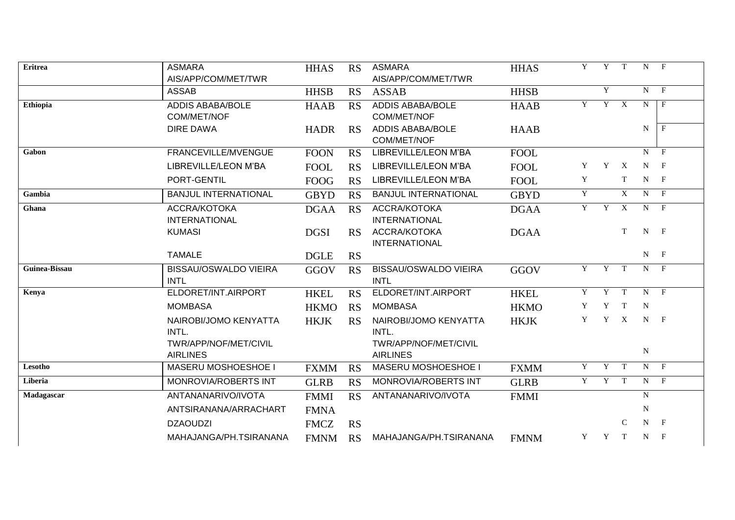| | | | | | | | | | | |
|---|---|---|---|---|---|---|---|---|---|---|
| **Eritrea** | ASMARA AIS/APP/COM/MET/TWR | HHAS | RS | ASMARA AIS/APP/COM/MET/TWR | HHAS | Y | Y | T | N | F |
| | ASSAB | HHSB | RS | ASSAB | HHSB | | Y | | N | F |
| **Ethiopia** | ADDIS ABABA/BOLE COM/MET/NOF | HAAB | RS | ADDIS ABABA/BOLE COM/MET/NOF | HAAB | Y | Y | X | N | F |
| | DIRE DAWA | HADR | RS | ADDIS ABABA/BOLE COM/MET/NOF | HAAB | | | | N | F |
| **Gabon** | FRANCEVILLE/MVENGUE | FOON | RS | LIBREVILLE/LEON M'BA | FOOL | | | | N | F |
| | LIBREVILLE/LEON M'BA | FOOL | RS | LIBREVILLE/LEON M'BA | FOOL | Y | Y | X | N | F |
| | PORT-GENTIL | FOOG | RS | LIBREVILLE/LEON M'BA | FOOL | Y | | T | N | F |
| **Gambia** | BANJUL INTERNATIONAL | GBYD | RS | BANJUL INTERNATIONAL | GBYD | Y | | X | N | F |
| **Ghana** | ACCRA/KOTOKA INTERNATIONAL | DGAA | RS | ACCRA/KOTOKA INTERNATIONAL | DGAA | Y | Y | X | N | F |
| | KUMASI | DGSI | RS | ACCRA/KOTOKA INTERNATIONAL | DGAA | | | T | N | F |
| | TAMALE | DGLE | RS | | | | | | N | F |
| **Guinea-Bissau** | BISSAU/OSWALDO VIEIRA INTL | GGOV | RS | BISSAU/OSWALDO VIEIRA INTL | GGOV | Y | Y | T | N | F |
| **Kenya** | ELDORET/INT.AIRPORT | HKEL | RS | ELDORET/INT.AIRPORT | HKEL | Y | Y | T | N | F |
| | MOMBASA | HKMO | RS | MOMBASA | HKMO | Y | Y | T | N | |
| | NAIROBI/JOMO KENYATTA INTL. | HKJK | RS | NAIROBI/JOMO KENYATTA INTL. | HKJK | Y | Y | X | N | F |
| | TWR/APP/NOF/MET/CIVIL AIRLINES | | | TWR/APP/NOF/MET/CIVIL AIRLINES | | | | | N | |
| **Lesotho** | MASERU MOSHOESHOE I | FXMM | RS | MASERU MOSHOESHOE I | FXMM | Y | Y | T | N | F |
| **Liberia** | MONROVIA/ROBERTS INT | GLRB | RS | MONROVIA/ROBERTS INT | GLRB | Y | Y | T | N | F |
| **Madagascar** | ANTANANARIVO/IVOTA | FMMI | RS | ANTANANARIVO/IVOTA | FMMI | | | | N | |
| | ANTSIRANANA/ARRACHART | FMNA | | | | | | | N | |
| | DZAOUDZI | FMCZ | RS | | | | | C | N | F |
| | MAHAJANGA/PH.TSIRANANA | FMNM | RS | MAHAJANGA/PH.TSIRANANA | FMNM | Y | Y | T | N | F |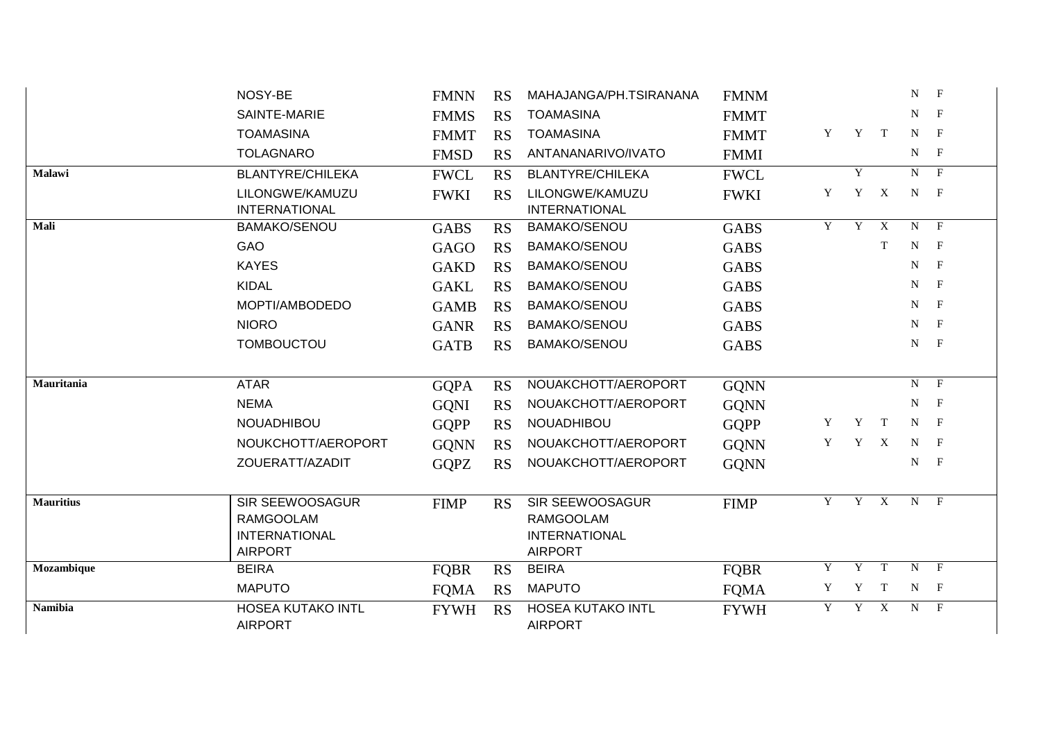| | | | | | | | | | | |
|---|---|---|---|---|---|---|---|---|---|---|
| | NOSY-BE | FMNN | RS | MAHAJANGA/PH.TSIRANANA | FMNM | | | | N | F |
| | SAINTE-MARIE | FMMS | RS | TOAMASINA | FMMT | | | | N | F |
| | TOAMASINA | FMMT | RS | TOAMASINA | FMMT | Y | Y | T | N | F |
| | TOLAGNARO | FMSD | RS | ANTANANARIVO/IVATO | FMMI | | | | N | F |
| **Malawi** | BLANTYRE/CHILEKA | FWCL | RS | BLANTYRE/CHILEKA | FWCL | | Y | | N | F |
| | LILONGWE/KAMUZU INTERNATIONAL | FWKI | RS | LILONGWE/KAMUZU INTERNATIONAL | FWKI | Y | Y | X | N | F |
| **Mali** | BAMAKO/SENOU | GABS | RS | BAMAKO/SENOU | GABS | Y | Y | X | N | F |
| | GAO | GAGO | RS | BAMAKO/SENOU | GABS | | | T | N | F |
| | KAYES | GAKD | RS | BAMAKO/SENOU | GABS | | | | N | F |
| | KIDAL | GAKL | RS | BAMAKO/SENOU | GABS | | | | N | F |
| | MOPTI/AMBODEDO | GAMB | RS | BAMAKO/SENOU | GABS | | | | N | F |
| | NIORO | GANR | RS | BAMAKO/SENOU | GABS | | | | N | F |
| | TOMBOUCTOU | GATB | RS | BAMAKO/SENOU | GABS | | | | N | F |
| **Mauritania** | ATAR | GQPA | RS | NOUAKCHOTT/AEROPORT | GQNN | | | | N | F |
| | NEMA | GQNI | RS | NOUAKCHOTT/AEROPORT | GQNN | | | | N | F |
| | NOUADHIBOU | GQPP | RS | NOUADHIBOU | GQPP | Y | Y | T | N | F |
| | NOUKCHOTT/AEROPORT | GQNN | RS | NOUAKCHOTT/AEROPORT | GQNN | Y | Y | X | N | F |
| | ZOUERATT/AZADIT | GQPZ | RS | NOUAKCHOTT/AEROPORT | GQNN | | | | N | F |
| **Mauritius** | SIR SEEWOOSAGUR RAMGOOLAM INTERNATIONAL AIRPORT | FIMP | RS | SIR SEEWOOSAGUR RAMGOOLAM INTERNATIONAL AIRPORT | FIMP | Y | Y | X | N | F |
| **Mozambique** | BEIRA | FQBR | RS | BEIRA | FQBR | Y | Y | T | N | F |
| | MAPUTO | FQMA | RS | MAPUTO | FQMA | Y | Y | T | N | F |
| **Namibia** | HOSEA KUTAKO INTL AIRPORT | FYWH | RS | HOSEA KUTAKO INTL AIRPORT | FYWH | Y | Y | X | N | F |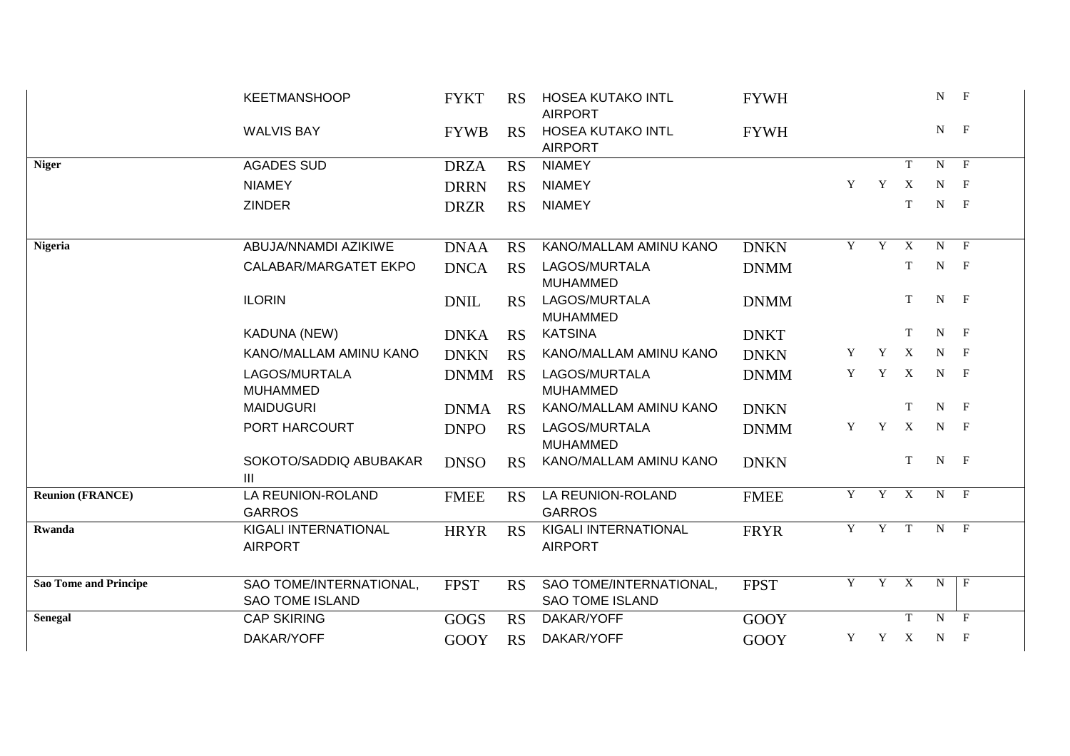|  |  |  |  |  |  |  |  |  |  |  |
|---|---|---|---|---|---|---|---|---|---|---|
|  | KEETMANSHOOP | FYKT | RS | HOSEA KUTAKO INTL AIRPORT | FYWH |  |  |  | N | F |
|  | WALVIS BAY | FYWB | RS | HOSEA KUTAKO INTL AIRPORT | FYWH |  |  |  | N | F |
| **Niger** | AGADES SUD | DRZA | RS | NIAMEY |  |  |  | T | N | F |
|  | NIAMEY | DRRN | RS | NIAMEY |  | Y | Y | X | N | F |
|  | ZINDER | DRZR | RS | NIAMEY |  |  |  | T | N | F |
| **Nigeria** | ABUJA/NNAMDI AZIKIWE | DNAA | RS | KANO/MALLAM AMINU KANO | DNKN | Y | Y | X | N | F |
|  | CALABAR/MARGATET EKPO | DNCA | RS | LAGOS/MURTALA MUHAMMED | DNMM |  |  | T | N | F |
|  | ILORIN | DNIL | RS | LAGOS/MURTALA MUHAMMED | DNMM |  |  | T | N | F |
|  | KADUNA (NEW) | DNKA | RS | KATSINA | DNKT |  |  | T | N | F |
|  | KANO/MALLAM AMINU KANO | DNKN | RS | KANO/MALLAM AMINU KANO | DNKN | Y | Y | X | N | F |
|  | LAGOS/MURTALA MUHAMMED | DNMM | RS | LAGOS/MURTALA MUHAMMED | DNMM | Y | Y | X | N | F |
|  | MAIDUGURI | DNMA | RS | KANO/MALLAM AMINU KANO | DNKN |  |  | T | N | F |
|  | PORT HARCOURT | DNPO | RS | LAGOS/MURTALA MUHAMMED | DNMM | Y | Y | X | N | F |
|  | SOKOTO/SADDIQ ABUBAKAR III | DNSO | RS | KANO/MALLAM AMINU KANO | DNKN |  |  | T | N | F |
| **Reunion (FRANCE)** | LA REUNION-ROLAND GARROS | FMEE | RS | LA REUNION-ROLAND GARROS | FMEE | Y | Y | X | N | F |
| **Rwanda** | KIGALI INTERNATIONAL AIRPORT | HRYR | RS | KIGALI INTERNATIONAL AIRPORT | FRYR | Y | Y | T | N | F |
| **Sao Tome and Principe** | SAO TOME/INTERNATIONAL, SAO TOME ISLAND | FPST | RS | SAO TOME/INTERNATIONAL, SAO TOME ISLAND | FPST | Y | Y | X | N | F |
| **Senegal** | CAP SKIRING | GOGS | RS | DAKAR/YOFF | GOOY |  |  | T | N | F |
|  | DAKAR/YOFF | GOOY | RS | DAKAR/YOFF | GOOY | Y | Y | X | N | F |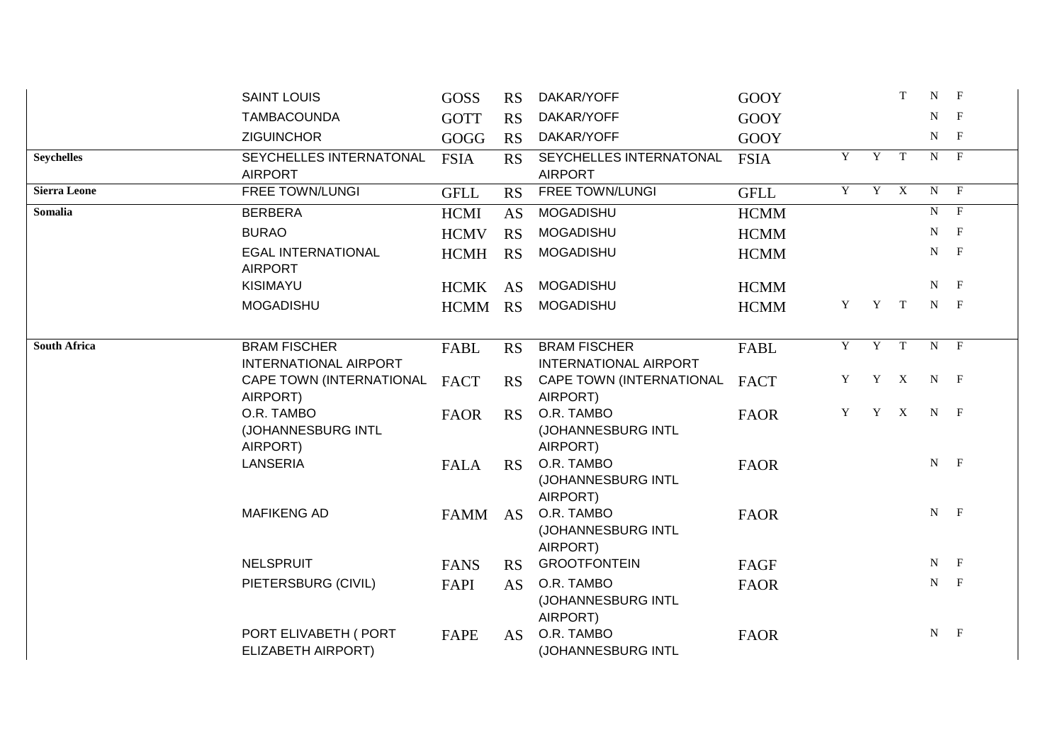| | | | | | | | | | |
|---|---|---|---|---|---|---|---|---|---|
| | SAINT LOUIS | GOSS | RS | DAKAR/YOFF | GOOY | | | T | N | F |
| | TAMBACOUNDA | GOTT | RS | DAKAR/YOFF | GOOY | | | | N | F |
| | ZIGUINCHOR | GOGG | RS | DAKAR/YOFF | GOOY | | | | N | F |
| **Seychelles** | SEYCHELLES INTERNATONAL AIRPORT | FSIA | RS | SEYCHELLES INTERNATONAL AIRPORT | FSIA | Y | Y | T | N | F |
| **Sierra Leone** | FREE TOWN/LUNGI | GFLL | RS | FREE TOWN/LUNGI | GFLL | Y | Y | X | N | F |
| **Somalia** | BERBERA | HCMI | AS | MOGADISHU | HCMM | | | | N | F |
| | BURAO | HCMV | RS | MOGADISHU | HCMM | | | | N | F |
| | EGAL INTERNATIONAL AIRPORT | HCMH | RS | MOGADISHU | HCMM | | | | N | F |
| | KISIMAYU | HCMK | AS | MOGADISHU | HCMM | | | | N | F |
| | MOGADISHU | HCMM | RS | MOGADISHU | HCMM | Y | Y | T | N | F |
| **South Africa** | BRAM FISCHER INTERNATIONAL AIRPORT | FABL | RS | BRAM FISCHER INTERNATIONAL AIRPORT | FABL | Y | Y | T | N | F |
| | CAPE TOWN (INTERNATIONAL AIRPORT) | FACT | RS | CAPE TOWN (INTERNATIONAL AIRPORT) | FACT | Y | Y | X | N | F |
| | O.R. TAMBO (JOHANNESBURG INTL AIRPORT) | FAOR | RS | O.R. TAMBO (JOHANNESBURG INTL AIRPORT) | FAOR | Y | Y | X | N | F |
| | LANSERIA | FALA | RS | O.R. TAMBO (JOHANNESBURG INTL AIRPORT) | FAOR | | | | N | F |
| | MAFIKENG AD | FAMM | AS | O.R. TAMBO (JOHANNESBURG INTL AIRPORT) | FAOR | | | | N | F |
| | NELSPRUIT | FANS | RS | GROOTFONTEIN | FAGF | | | | N | F |
| | PIETERSBURG (CIVIL) | FAPI | AS | O.R. TAMBO (JOHANNESBURG INTL AIRPORT) | FAOR | | | | N | F |
| | PORT ELIVABETH ( PORT ELIZABETH AIRPORT) | FAPE | AS | O.R. TAMBO (JOHANNESBURG INTL | FAOR | | | | N | F |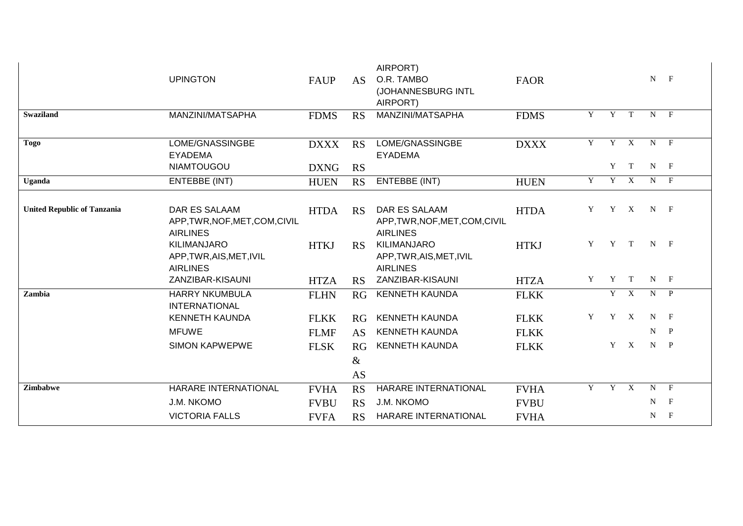| | | | | | | | | | | |
|---|---|---|---|---|---|---|---|---|---|---|
| | | | | AIRPORT) | | | | | | |
| | UPINGTON | FAUP | AS | O.R. TAMBO (JOHANNESBURG INTL AIRPORT) | FAOR | | | | N | F |
| **Swaziland** | MANZINI/MATSAPHA | FDMS | RS | MANZINI/MATSAPHA | FDMS | Y | Y | T | N | F |
| **Togo** | LOME/GNASSINGBE EYADEMA | DXXX | RS | LOME/GNASSINGBE EYADEMA | DXXX | Y | Y | X | N | F |
| | NIAMTOUGOU | DXNG | RS | | | | Y | T | N | F |
| **Uganda** | ENTEBBE (INT) | HUEN | RS | ENTEBBE (INT) | HUEN | Y | Y | X | N | F |
| **United Republic of Tanzania** | DAR ES SALAAM APP,TWR,NOF,MET,COM,CIVIL AIRLINES | HTDA | RS | DAR ES SALAAM APP,TWR,NOF,MET,COM,CIVIL AIRLINES | HTDA | Y | Y | X | N | F |
| | KILIMANJARO APP,TWR,AIS,MET,IVIL AIRLINES | HTKJ | RS | KILIMANJARO APP,TWR,AIS,MET,IVIL AIRLINES | HTKJ | Y | Y | T | N | F |
| | ZANZIBAR-KISAUNI | HTZA | RS | ZANZIBAR-KISAUNI | HTZA | Y | Y | T | N | F |
| **Zambia** | HARRY NKUMBULA INTERNATIONAL | FLHN | RG | KENNETH KAUNDA | FLKK | | Y | X | N | P |
| | KENNETH KAUNDA | FLKK | RG | KENNETH KAUNDA | FLKK | Y | Y | X | N | F |
| | MFUWE | FLMF | AS | KENNETH KAUNDA | FLKK | | | | N | P |
| | SIMON KAPWEPWE | FLSK | RG & AS | KENNETH KAUNDA | FLKK | | Y | X | N | P |
| **Zimbabwe** | HARARE INTERNATIONAL | FVHA | RS | HARARE INTERNATIONAL | FVHA | Y | Y | X | N | F |
| | J.M. NKOMO | FVBU | RS | J.M. NKOMO | FVBU | | | | N | F |
| | VICTORIA FALLS | FVFA | RS | HARARE INTERNATIONAL | FVHA | | | | N | F |